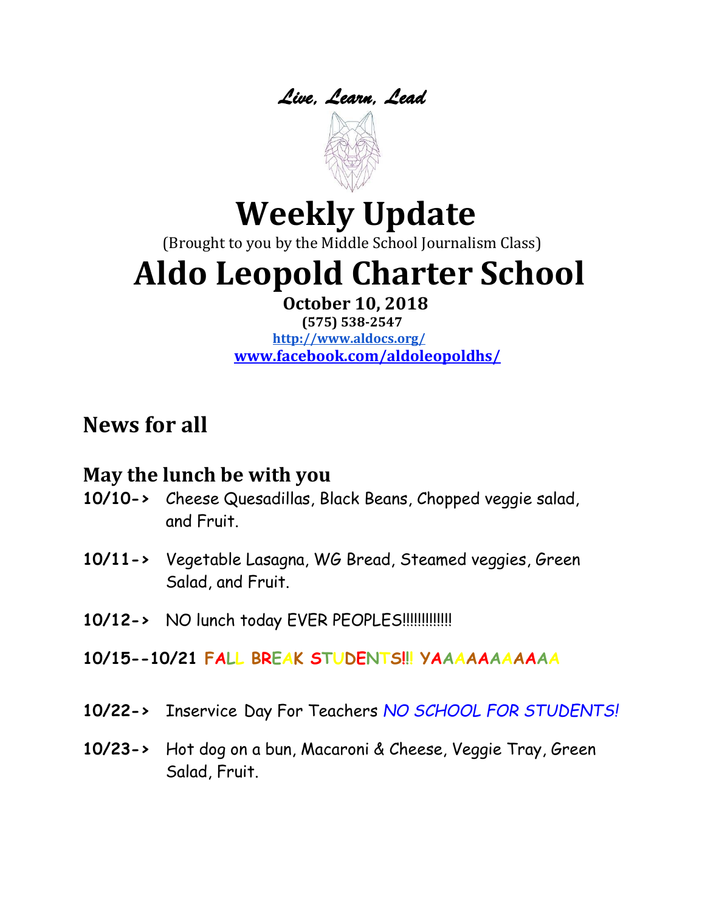*Live, Learn, Lead*

# Weekly Update

(Brought to you by the Middle School Journalism Class)

# Aldo Leopold Charter School

**October 10, 2018**

**(575) 538-2547**

**http://www.aldocs.org/**

**www.facebook.com/aldoleopoldhs/**

## News for all

### May the lunch be with you

**10/10->** Cheese Quesadillas, Black Beans, Chopped veggie salad, and Fruit.

**10/11->** Vegetable Lasagna, WG Bread, Steamed veggies, Green Salad, and Fruit.

**10/12->** NO lunch today EVER PEOPLES!!!!!!!!!!!!!

**10/15--10/21** **FALL BREAK STUDENTS!!! YAAAAAAAAAA**

**10/22->** Inservice Day For Teachers *NO SCHOOL FOR STUDENTS!*

**10/23->** Hot dog on a bun, Macaroni & Cheese, Veggie Tray, Green Salad, Fruit.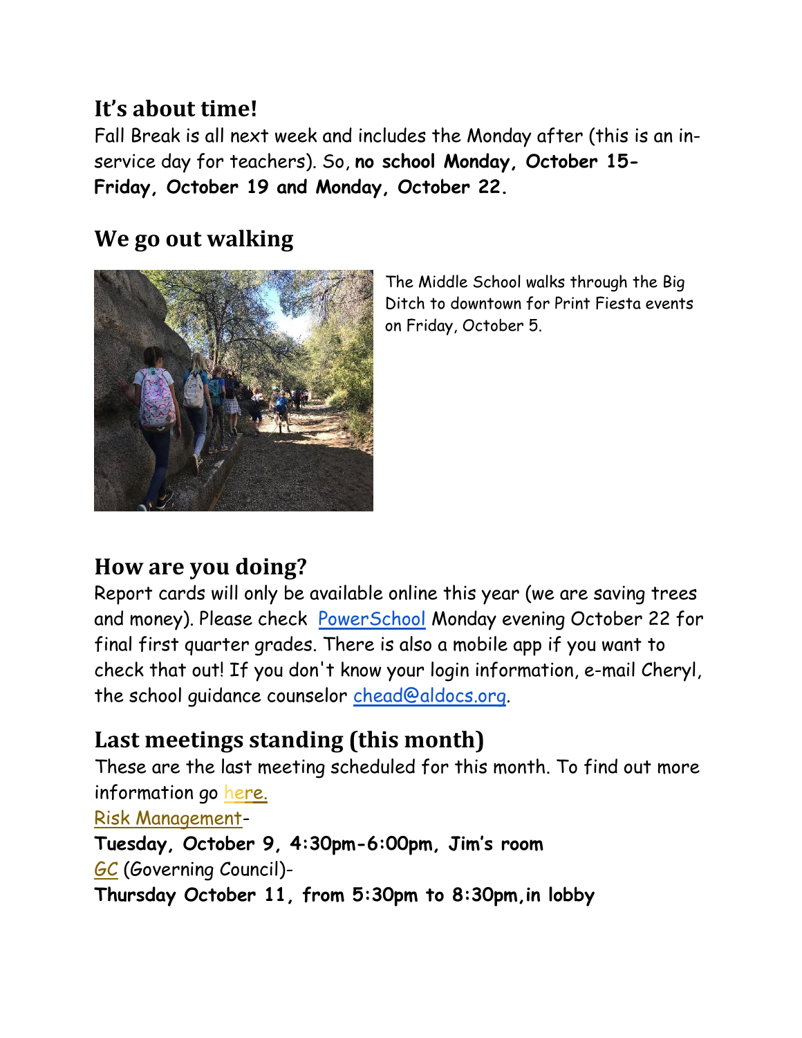## It's about time!

Fall Break is all next week and includes the Monday after (this is an in-service day for teachers). So, **no school Monday, October 15- Friday, October 19 and Monday, October 22.**

## We go out walking

The Middle School walks through the Big Ditch to downtown for Print Fiesta events on Friday, October 5.

## How are you doing?

Report cards will only be available online this year (we are saving trees and money). Please check PowerSchool Monday evening October 22 for final first quarter grades. There is also a mobile app if you want to check that out! If you don't know your login information, e-mail Cheryl, the school guidance counselor chead@aldocs.org.

## Last meetings standing (this month)

These are the last meeting scheduled for this month. To find out more information go here.

Risk Management-
**Tuesday, October 9, 4:30pm-6:00pm, Jim's room**

GC (Governing Council)-
**Thursday October 11, from 5:30pm to 8:30pm,in lobby**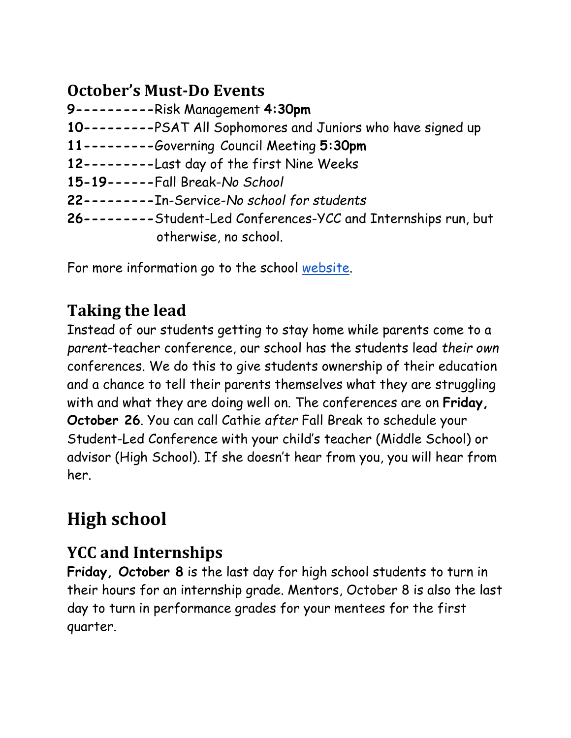## October's Must-Do Events

**9----------**Risk Management **4:30pm**
**10---------**PSAT All Sophomores and Juniors who have signed up
**11---------**Governing Council Meeting **5:30pm**
**12---------**Last day of the first Nine Weeks
**15-19------**Fall Break-*No School*
**22---------**In-Service-*No school for students*
**26---------**Student-Led Conferences-YCC and Internships run, but otherwise, no school.

For more information go to the school [website](website).

## Taking the lead

Instead of our students getting to stay home while parents come to a *parent*-teacher conference, our school has the students lead *their own* conferences. We do this to give students ownership of their education and a chance to tell their parents themselves what they are struggling with and what they are doing well on. The conferences are on **Friday, October 26**. You can call Cathie *after* Fall Break to schedule your Student-Led Conference with your child's teacher (Middle School) or advisor (High School). If she doesn't hear from you, you will hear from her.

# High school

## YCC and Internships

**Friday, October 8** is the last day for high school students to turn in their hours for an internship grade. Mentors, October 8 is also the last day to turn in performance grades for your mentees for the first quarter.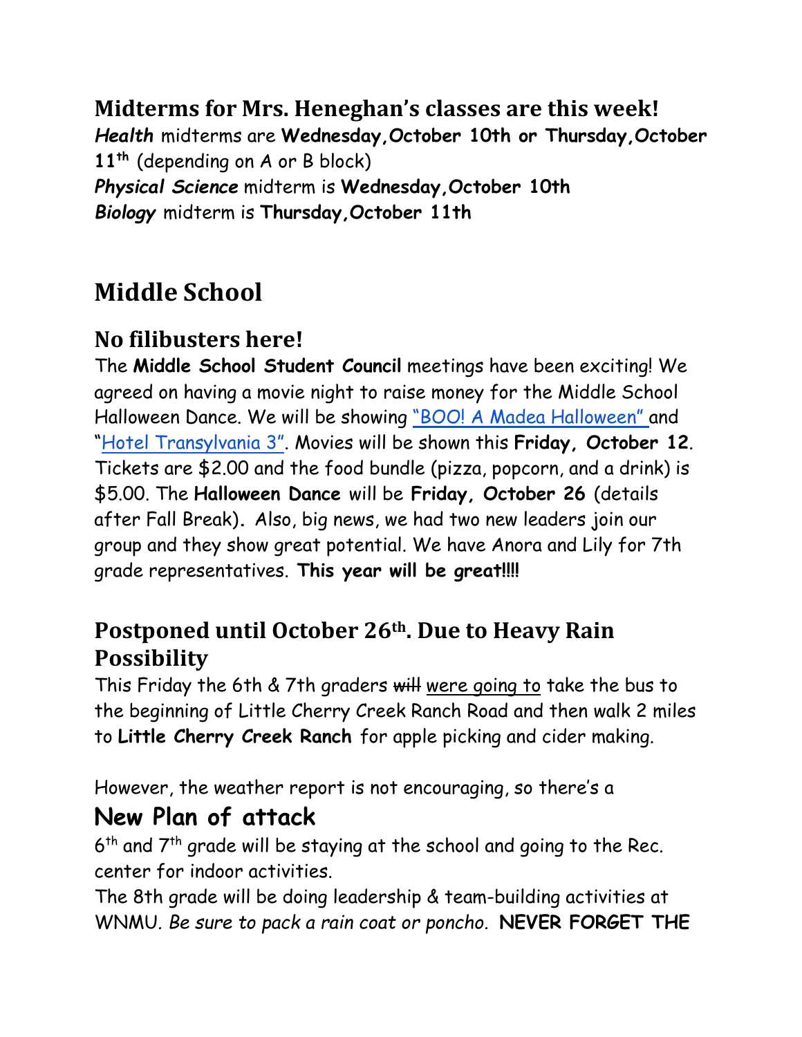## Midterms for Mrs. Heneghan's classes are this week!

***Health*** midterms are **Wednesday,October 10th or Thursday,October 11th** (depending on A or B block)
***Physical Science*** midterm is **Wednesday,October 10th**
***Biology*** midterm is **Thursday,October 11th**

# Middle School

## No filibusters here!

The **Middle School Student Council** meetings have been exciting! We agreed on having a movie night to raise money for the Middle School Halloween Dance. We will be showing "BOO! A Madea Halloween" and "Hotel Transylvania 3". Movies will be shown this **Friday, October 12**. Tickets are $2.00 and the food bundle (pizza, popcorn, and a drink) is $5.00. The **Halloween Dance** will be **Friday, October 26** (details after Fall Break). Also, big news, we had two new leaders join our group and they show great potential. We have Anora and Lily for 7th grade representatives. **This year will be great!!!!**

## Postponed until October 26th. Due to Heavy Rain Possibility

This Friday the 6th & 7th graders ~~will~~ were going to take the bus to the beginning of Little Cherry Creek Ranch Road and then walk 2 miles to **Little Cherry Creek Ranch** for apple picking and cider making.

However, the weather report is not encouraging, so there's a

## New Plan of attack

6th and 7th grade will be staying at the school and going to the Rec. center for indoor activities.
The 8th grade will be doing leadership & team-building activities at WNMU. *Be sure to pack a rain coat or poncho.* **NEVER FORGET THE**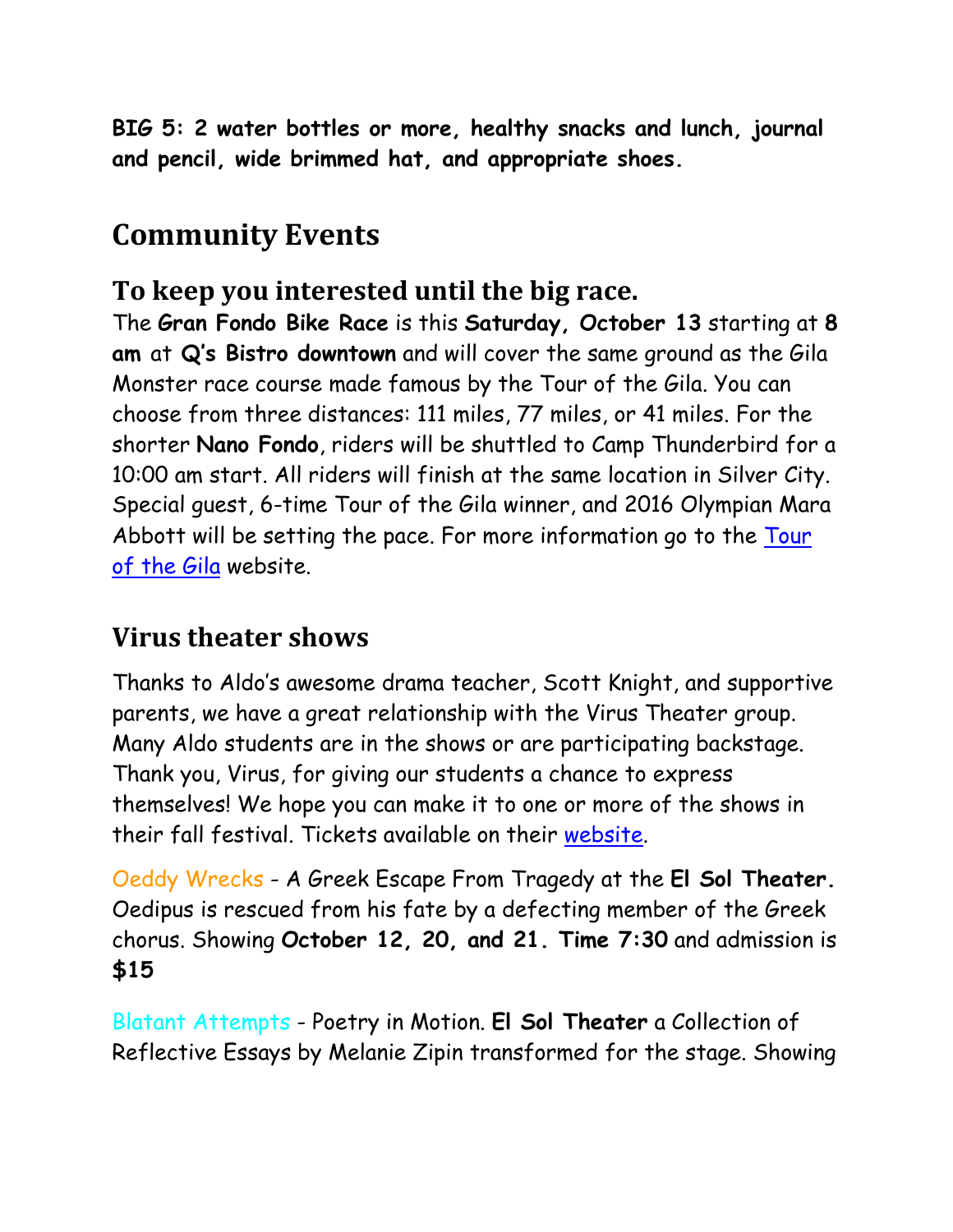**BIG 5: 2 water bottles or more, healthy snacks and lunch, journal and pencil, wide brimmed hat, and appropriate shoes.**

# Community Events

## To keep you interested until the big race.

The **Gran Fondo Bike Race** is this **Saturday, October 13** starting at **8 am** at **Q's Bistro downtown** and will cover the same ground as the Gila Monster race course made famous by the Tour of the Gila. You can choose from three distances: 111 miles, 77 miles, or 41 miles. For the shorter **Nano Fondo**, riders will be shuttled to Camp Thunderbird for a 10:00 am start. All riders will finish at the same location in Silver City. Special guest, 6-time Tour of the Gila winner, and 2016 Olympian Mara Abbott will be setting the pace. For more information go to the Tour of the Gila website.

## Virus theater shows

Thanks to Aldo's awesome drama teacher, Scott Knight, and supportive parents, we have a great relationship with the Virus Theater group. Many Aldo students are in the shows or are participating backstage. Thank you, Virus, for giving our students a chance to express themselves! We hope you can make it to one or more of the shows in their fall festival. Tickets available on their website.

Oeddy Wrecks - A Greek Escape From Tragedy at the **El Sol Theater.** Oedipus is rescued from his fate by a defecting member of the Greek chorus. Showing **October 12, 20, and 21. Time 7:30** and admission is **$15**

Blatant Attempts - Poetry in Motion. **El Sol Theater** a Collection of Reflective Essays by Melanie Zipin transformed for the stage. Showing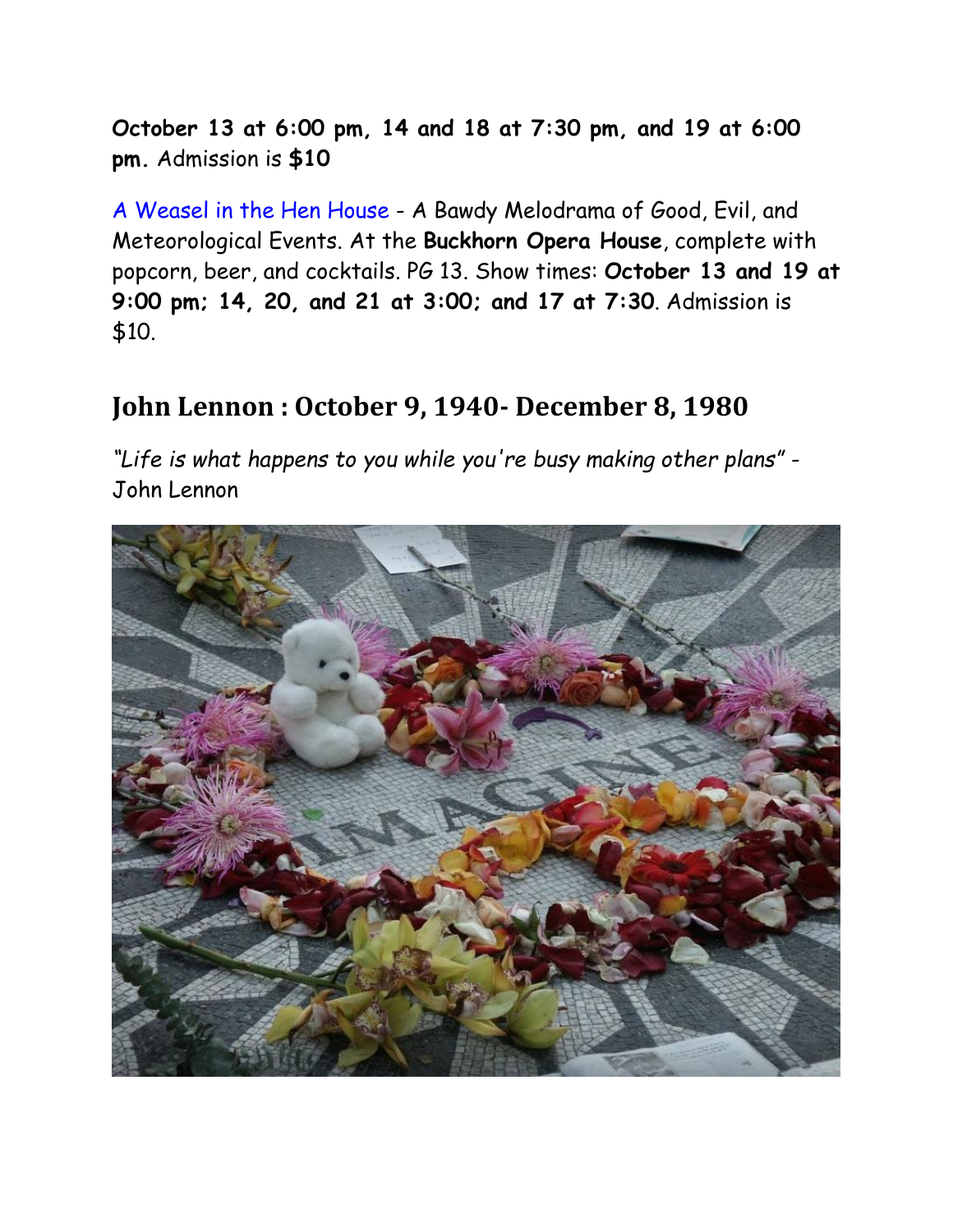**October 13 at 6:00 pm, 14 and 18 at 7:30 pm, and 19 at 6:00 pm.** Admission is **$10**

A Weasel in the Hen House - A Bawdy Melodrama of Good, Evil, and Meteorological Events. At the **Buckhorn Opera House**, complete with popcorn, beer, and cocktails. PG 13. Show times: **October 13 and 19 at 9:00 pm; 14, 20, and 21 at 3:00; and 17 at 7:30**. Admission is $10.

## John Lennon : October 9, 1940- December 8, 1980

*"Life is what happens to you while you're busy making other plans"* - John Lennon